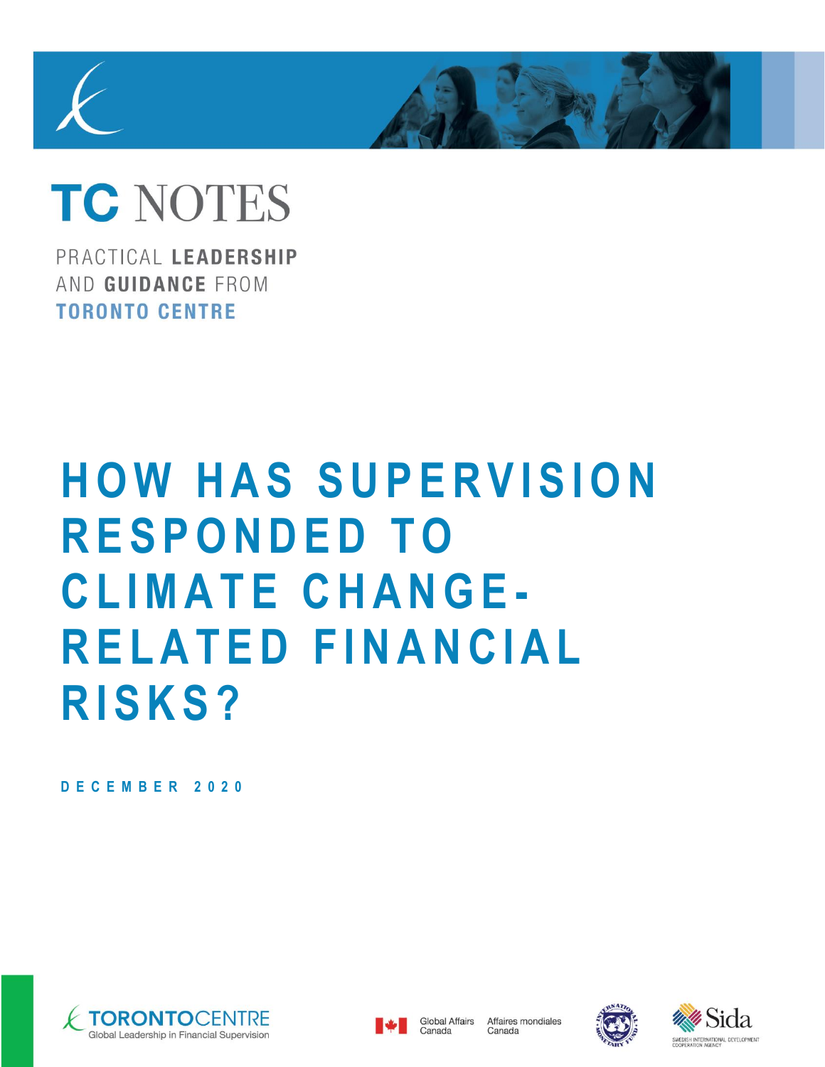# TC NOTES

PRACTICAL **LEADERSHIP** AND **GUIDANCE** FROM **TORONTO CENTRE**

# HOW HAS SUPERVISION RESPONDED TO CLIMATE CHANGE-RELATED FINANCIAL RISKS?

**DECEMBER 2020**

TORONTOCENTRE Global Leadership in Financial Supervision

Global Affairs Canada | Affaires mondiales Canada

Sida SWEDISH INTERNATIONAL DEVELOPMENT COOPERATION AGENCY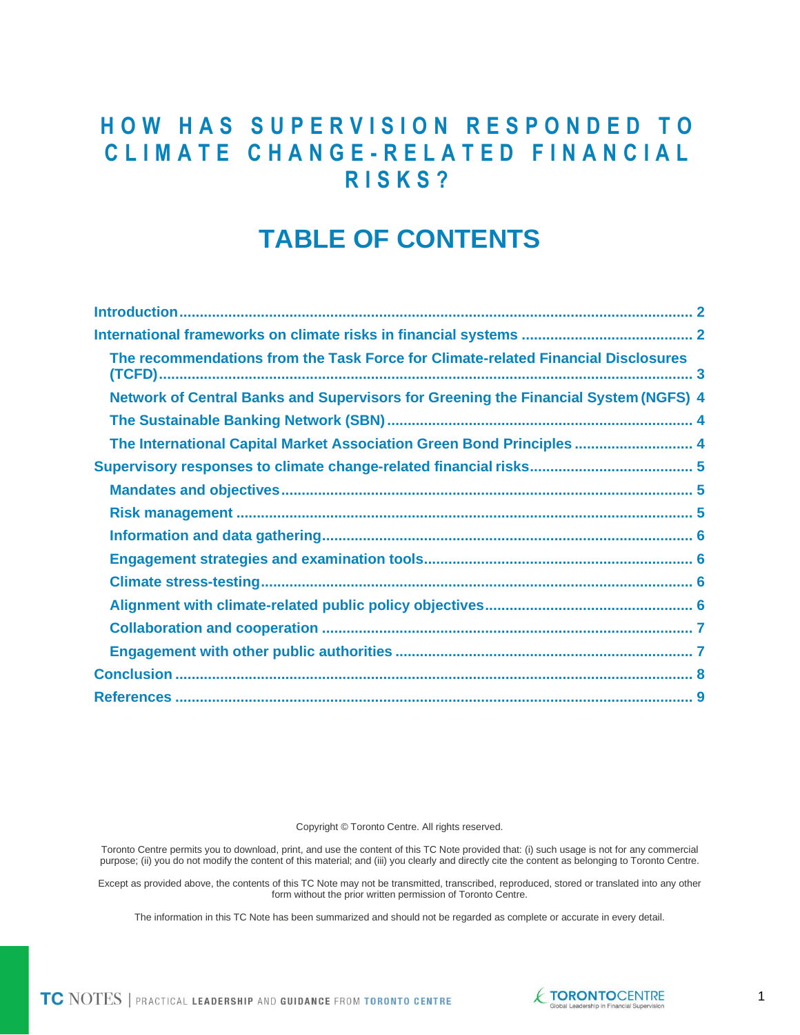# HOW HAS SUPERVISION RESPONDED TO CLIMATE CHANGE-RELATED FINANCIAL RISKS?

## TABLE OF CONTENTS

- Introduction ........................................................ 2
- International frameworks on climate risks in financial systems ........................................................ 2
  - The recommendations from the Task Force for Climate-related Financial Disclosures (TCFD) ........................................................ 3
  - Network of Central Banks and Supervisors for Greening the Financial System (NGFS) 4
  - The Sustainable Banking Network (SBN) ........................................................ 4
  - The International Capital Market Association Green Bond Principles ........................................................ 4
- Supervisory responses to climate change-related financial risks ........................................................ 5
  - Mandates and objectives ........................................................ 5
  - Risk management ........................................................ 5
  - Information and data gathering ........................................................ 6
  - Engagement strategies and examination tools ........................................................ 6
  - Climate stress-testing ........................................................ 6
  - Alignment with climate-related public policy objectives ........................................................ 6
  - Collaboration and cooperation ........................................................ 7
  - Engagement with other public authorities ........................................................ 7
- Conclusion ........................................................ 8
- References ........................................................ 9

Copyright © Toronto Centre. All rights reserved.

Toronto Centre permits you to download, print, and use the content of this TC Note provided that: (i) such usage is not for any commercial purpose; (ii) you do not modify the content of this material; and (iii) you clearly and directly cite the content as belonging to Toronto Centre.

Except as provided above, the contents of this TC Note may not be transmitted, transcribed, reproduced, stored or translated into any other form without the prior written permission of Toronto Centre.

The information in this TC Note has been summarized and should not be regarded as complete or accurate in every detail.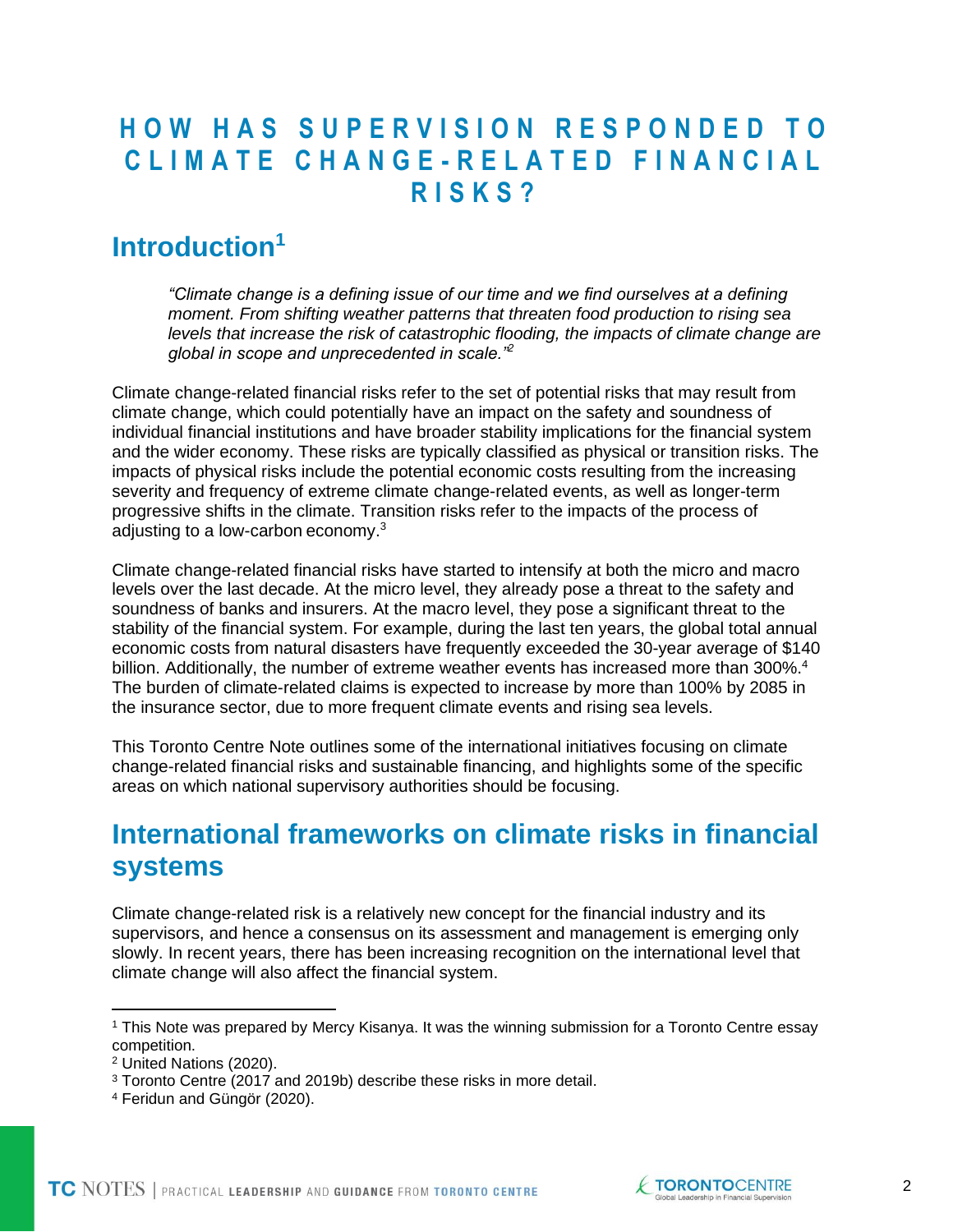# HOW HAS SUPERVISION RESPONDED TO CLIMATE CHANGE-RELATED FINANCIAL RISKS?

## Introduction[1]

> *"Climate change is a defining issue of our time and we find ourselves at a defining moment. From shifting weather patterns that threaten food production to rising sea levels that increase the risk of catastrophic flooding, the impacts of climate change are global in scope and unprecedented in scale."*[2]

Climate change-related financial risks refer to the set of potential risks that may result from climate change, which could potentially have an impact on the safety and soundness of individual financial institutions and have broader stability implications for the financial system and the wider economy. These risks are typically classified as physical or transition risks. The impacts of physical risks include the potential economic costs resulting from the increasing severity and frequency of extreme climate change-related events, as well as longer-term progressive shifts in the climate. Transition risks refer to the impacts of the process of adjusting to a low-carbon economy.[3]

Climate change-related financial risks have started to intensify at both the micro and macro levels over the last decade. At the micro level, they already pose a threat to the safety and soundness of banks and insurers. At the macro level, they pose a significant threat to the stability of the financial system. For example, during the last ten years, the global total annual economic costs from natural disasters have frequently exceeded the 30-year average of $140 billion. Additionally, the number of extreme weather events has increased more than 300%.[4] The burden of climate-related claims is expected to increase by more than 100% by 2085 in the insurance sector, due to more frequent climate events and rising sea levels.

This Toronto Centre Note outlines some of the international initiatives focusing on climate change-related financial risks and sustainable financing, and highlights some of the specific areas on which national supervisory authorities should be focusing.

## International frameworks on climate risks in financial systems

Climate change-related risk is a relatively new concept for the financial industry and its supervisors, and hence a consensus on its assessment and management is emerging only slowly. In recent years, there has been increasing recognition on the international level that climate change will also affect the financial system.

---

[1] This Note was prepared by Mercy Kisanya. It was the winning submission for a Toronto Centre essay competition.

[2] United Nations (2020).

[3] Toronto Centre (2017 and 2019b) describe these risks in more detail.

[4] Feridun and Güngör (2020).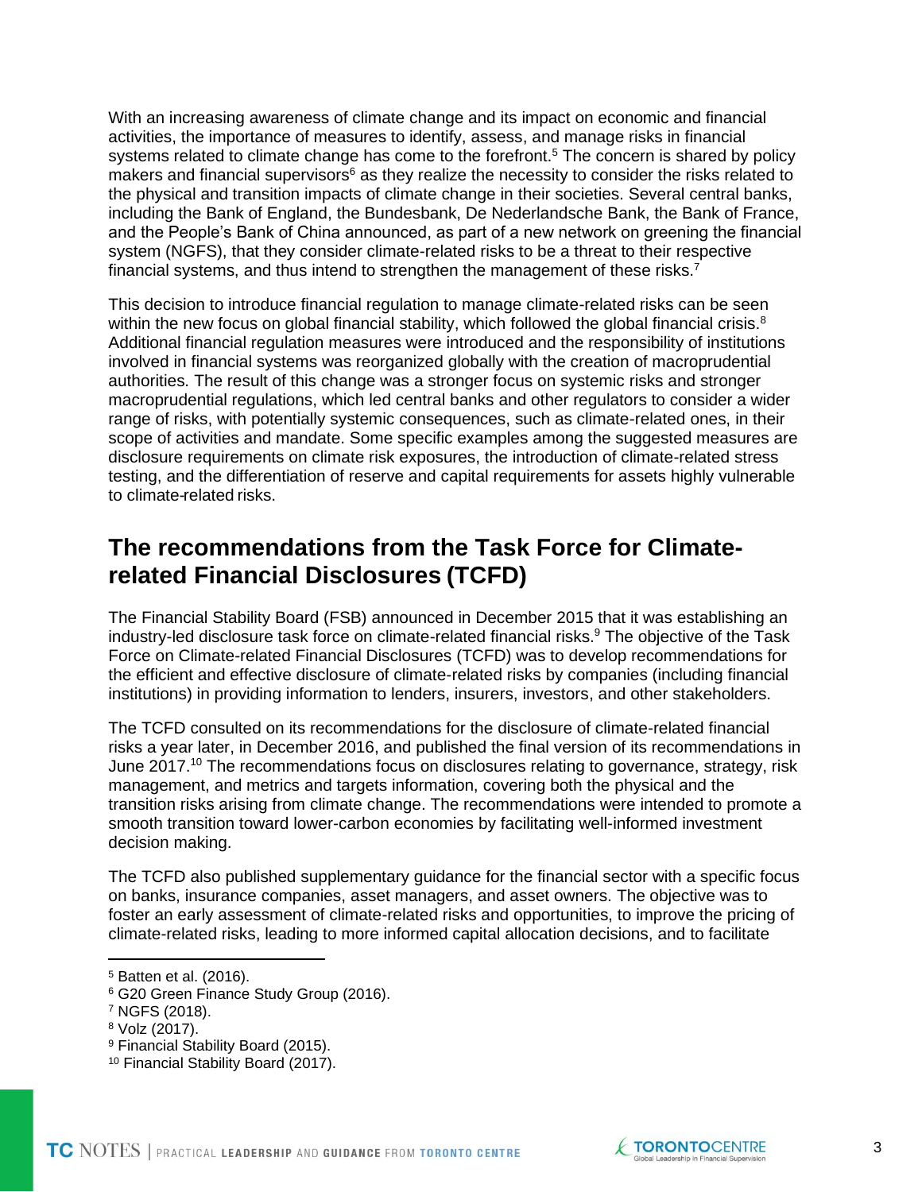With an increasing awareness of climate change and its impact on economic and financial activities, the importance of measures to identify, assess, and manage risks in financial systems related to climate change has come to the forefront.[5] The concern is shared by policy makers and financial supervisors[6] as they realize the necessity to consider the risks related to the physical and transition impacts of climate change in their societies. Several central banks, including the Bank of England, the Bundesbank, De Nederlandsche Bank, the Bank of France, and the People's Bank of China announced, as part of a new network on greening the financial system (NGFS), that they consider climate-related risks to be a threat to their respective financial systems, and thus intend to strengthen the management of these risks.[7]

This decision to introduce financial regulation to manage climate-related risks can be seen within the new focus on global financial stability, which followed the global financial crisis.[8] Additional financial regulation measures were introduced and the responsibility of institutions involved in financial systems was reorganized globally with the creation of macroprudential authorities. The result of this change was a stronger focus on systemic risks and stronger macroprudential regulations, which led central banks and other regulators to consider a wider range of risks, with potentially systemic consequences, such as climate-related ones, in their scope of activities and mandate. Some specific examples among the suggested measures are disclosure requirements on climate risk exposures, the introduction of climate-related stress testing, and the differentiation of reserve and capital requirements for assets highly vulnerable to climate-related risks.

## The recommendations from the Task Force for Climate-related Financial Disclosures (TCFD)

The Financial Stability Board (FSB) announced in December 2015 that it was establishing an industry-led disclosure task force on climate-related financial risks.[9] The objective of the Task Force on Climate-related Financial Disclosures (TCFD) was to develop recommendations for the efficient and effective disclosure of climate-related risks by companies (including financial institutions) in providing information to lenders, insurers, investors, and other stakeholders.

The TCFD consulted on its recommendations for the disclosure of climate-related financial risks a year later, in December 2016, and published the final version of its recommendations in June 2017.[10] The recommendations focus on disclosures relating to governance, strategy, risk management, and metrics and targets information, covering both the physical and the transition risks arising from climate change. The recommendations were intended to promote a smooth transition toward lower-carbon economies by facilitating well-informed investment decision making.

The TCFD also published supplementary guidance for the financial sector with a specific focus on banks, insurance companies, asset managers, and asset owners. The objective was to foster an early assessment of climate-related risks and opportunities, to improve the pricing of climate-related risks, leading to more informed capital allocation decisions, and to facilitate

[5] Batten et al. (2016).
[6] G20 Green Finance Study Group (2016).
[7] NGFS (2018).
[8] Volz (2017).
[9] Financial Stability Board (2015).
[10] Financial Stability Board (2017).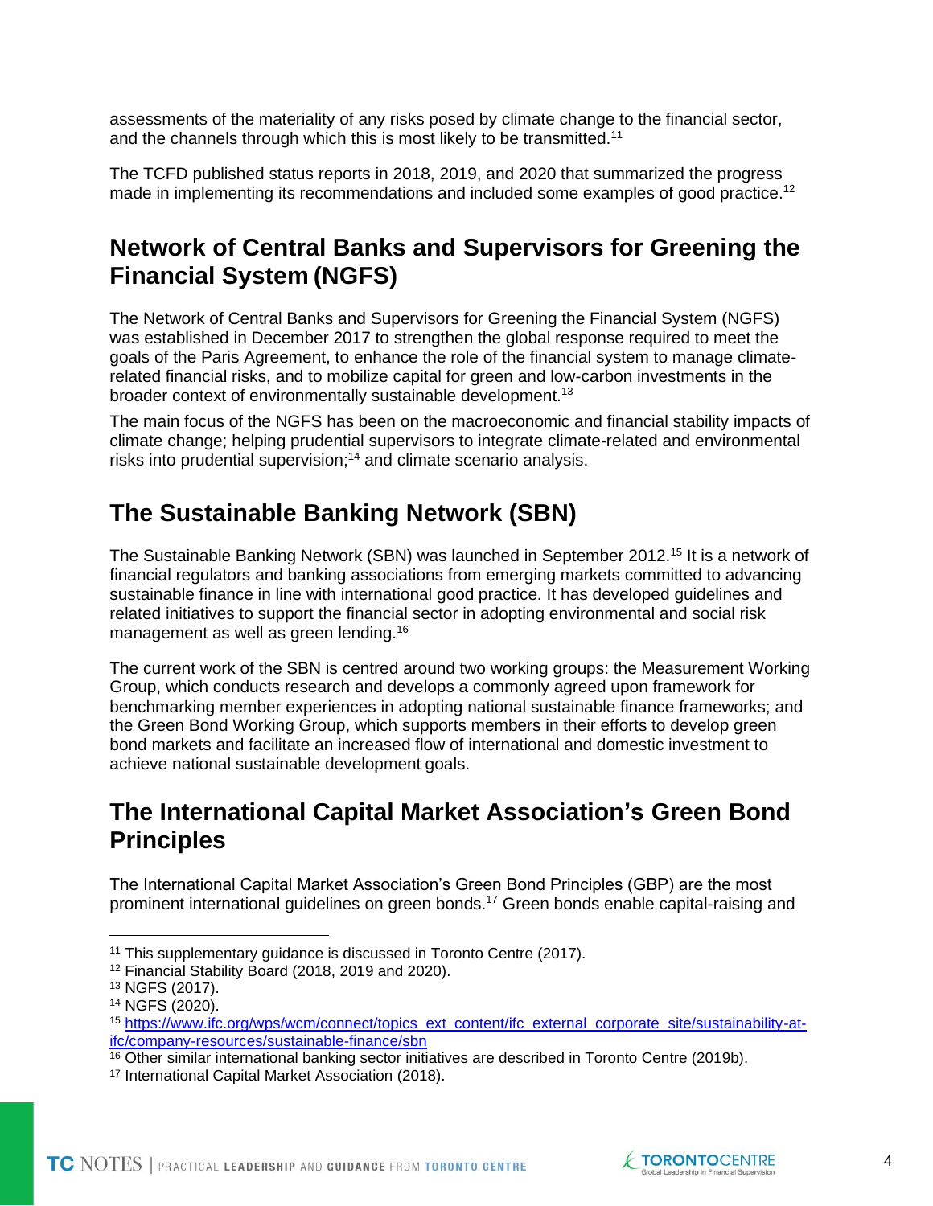assessments of the materiality of any risks posed by climate change to the financial sector, and the channels through which this is most likely to be transmitted.[11]

The TCFD published status reports in 2018, 2019, and 2020 that summarized the progress made in implementing its recommendations and included some examples of good practice.[12]

## Network of Central Banks and Supervisors for Greening the Financial System (NGFS)

The Network of Central Banks and Supervisors for Greening the Financial System (NGFS) was established in December 2017 to strengthen the global response required to meet the goals of the Paris Agreement, to enhance the role of the financial system to manage climate-related financial risks, and to mobilize capital for green and low-carbon investments in the broader context of environmentally sustainable development.[13]

The main focus of the NGFS has been on the macroeconomic and financial stability impacts of climate change; helping prudential supervisors to integrate climate-related and environmental risks into prudential supervision;[14] and climate scenario analysis.

## The Sustainable Banking Network (SBN)

The Sustainable Banking Network (SBN) was launched in September 2012.[15] It is a network of financial regulators and banking associations from emerging markets committed to advancing sustainable finance in line with international good practice. It has developed guidelines and related initiatives to support the financial sector in adopting environmental and social risk management as well as green lending.[16]

The current work of the SBN is centred around two working groups: the Measurement Working Group, which conducts research and develops a commonly agreed upon framework for benchmarking member experiences in adopting national sustainable finance frameworks; and the Green Bond Working Group, which supports members in their efforts to develop green bond markets and facilitate an increased flow of international and domestic investment to achieve national sustainable development goals.

## The International Capital Market Association's Green Bond Principles

The International Capital Market Association's Green Bond Principles (GBP) are the most prominent international guidelines on green bonds.[17] Green bonds enable capital-raising and

---

[11] This supplementary guidance is discussed in Toronto Centre (2017).

[12] Financial Stability Board (2018, 2019 and 2020).

[13] NGFS (2017).

[14] NGFS (2020).

[15] https://www.ifc.org/wps/wcm/connect/topics_ext_content/ifc_external_corporate_site/sustainability-at-ifc/company-resources/sustainable-finance/sbn

[16] Other similar international banking sector initiatives are described in Toronto Centre (2019b).

[17] International Capital Market Association (2018).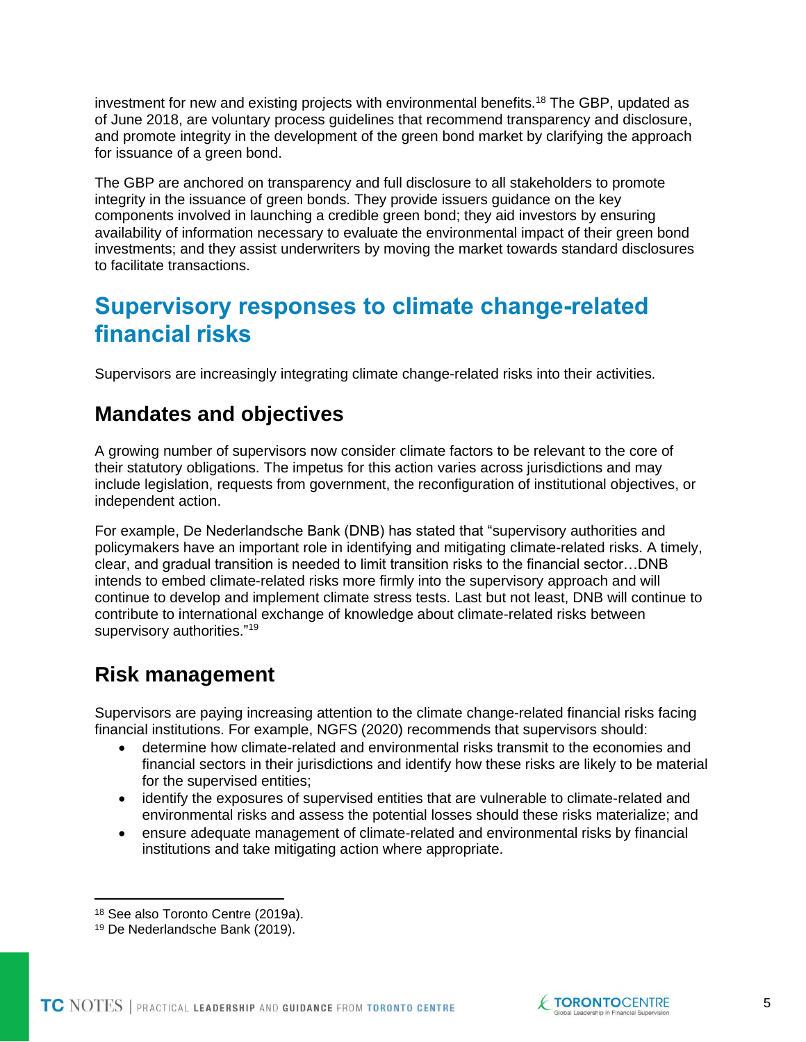investment for new and existing projects with environmental benefits.[18] The GBP, updated as of June 2018, are voluntary process guidelines that recommend transparency and disclosure, and promote integrity in the development of the green bond market by clarifying the approach for issuance of a green bond.

The GBP are anchored on transparency and full disclosure to all stakeholders to promote integrity in the issuance of green bonds. They provide issuers guidance on the key components involved in launching a credible green bond; they aid investors by ensuring availability of information necessary to evaluate the environmental impact of their green bond investments; and they assist underwriters by moving the market towards standard disclosures to facilitate transactions.

# Supervisory responses to climate change-related financial risks

Supervisors are increasingly integrating climate change-related risks into their activities.

## Mandates and objectives

A growing number of supervisors now consider climate factors to be relevant to the core of their statutory obligations. The impetus for this action varies across jurisdictions and may include legislation, requests from government, the reconfiguration of institutional objectives, or independent action.

For example, De Nederlandsche Bank (DNB) has stated that "supervisory authorities and policymakers have an important role in identifying and mitigating climate-related risks. A timely, clear, and gradual transition is needed to limit transition risks to the financial sector…DNB intends to embed climate-related risks more firmly into the supervisory approach and will continue to develop and implement climate stress tests. Last but not least, DNB will continue to contribute to international exchange of knowledge about climate-related risks between supervisory authorities."[19]

## Risk management

Supervisors are paying increasing attention to the climate change-related financial risks facing financial institutions. For example, NGFS (2020) recommends that supervisors should:

- determine how climate-related and environmental risks transmit to the economies and financial sectors in their jurisdictions and identify how these risks are likely to be material for the supervised entities;
- identify the exposures of supervised entities that are vulnerable to climate-related and environmental risks and assess the potential losses should these risks materialize; and
- ensure adequate management of climate-related and environmental risks by financial institutions and take mitigating action where appropriate.

[18] See also Toronto Centre (2019a).

[19] De Nederlandsche Bank (2019).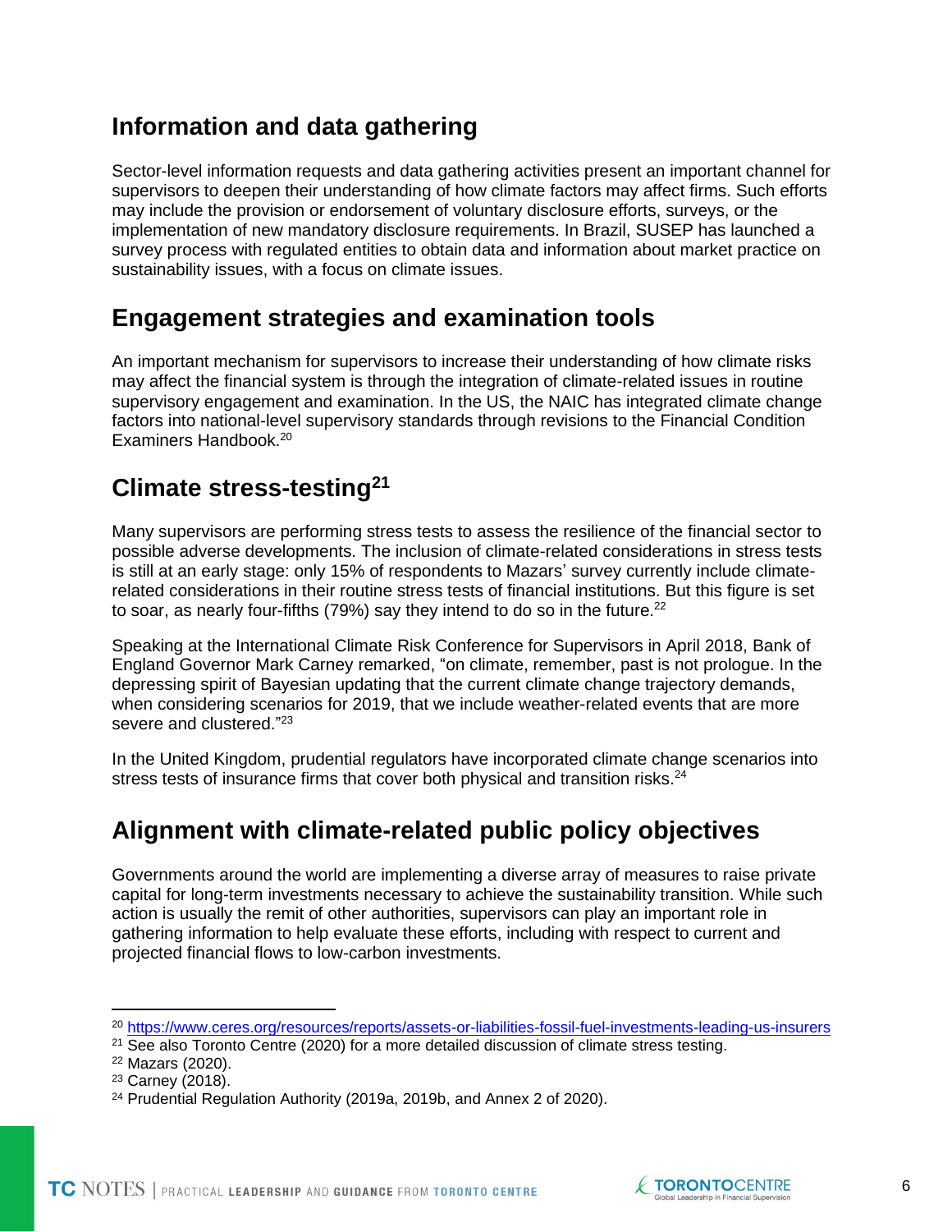## Information and data gathering

Sector-level information requests and data gathering activities present an important channel for supervisors to deepen their understanding of how climate factors may affect firms. Such efforts may include the provision or endorsement of voluntary disclosure efforts, surveys, or the implementation of new mandatory disclosure requirements. In Brazil, SUSEP has launched a survey process with regulated entities to obtain data and information about market practice on sustainability issues, with a focus on climate issues.

## Engagement strategies and examination tools

An important mechanism for supervisors to increase their understanding of how climate risks may affect the financial system is through the integration of climate-related issues in routine supervisory engagement and examination. In the US, the NAIC has integrated climate change factors into national-level supervisory standards through revisions to the Financial Condition Examiners Handbook.[20]

## Climate stress-testing[21]

Many supervisors are performing stress tests to assess the resilience of the financial sector to possible adverse developments. The inclusion of climate-related considerations in stress tests is still at an early stage: only 15% of respondents to Mazars' survey currently include climate-related considerations in their routine stress tests of financial institutions. But this figure is set to soar, as nearly four-fifths (79%) say they intend to do so in the future.[22]

Speaking at the International Climate Risk Conference for Supervisors in April 2018, Bank of England Governor Mark Carney remarked, "on climate, remember, past is not prologue. In the depressing spirit of Bayesian updating that the current climate change trajectory demands, when considering scenarios for 2019, that we include weather-related events that are more severe and clustered."[23]

In the United Kingdom, prudential regulators have incorporated climate change scenarios into stress tests of insurance firms that cover both physical and transition risks.[24]

## Alignment with climate-related public policy objectives

Governments around the world are implementing a diverse array of measures to raise private capital for long-term investments necessary to achieve the sustainability transition. While such action is usually the remit of other authorities, supervisors can play an important role in gathering information to help evaluate these efforts, including with respect to current and projected financial flows to low-carbon investments.

---

[20] https://www.ceres.org/resources/reports/assets-or-liabilities-fossil-fuel-investments-leading-us-insurers

[21] See also Toronto Centre (2020) for a more detailed discussion of climate stress testing.

[22] Mazars (2020).

[23] Carney (2018).

[24] Prudential Regulation Authority (2019a, 2019b, and Annex 2 of 2020).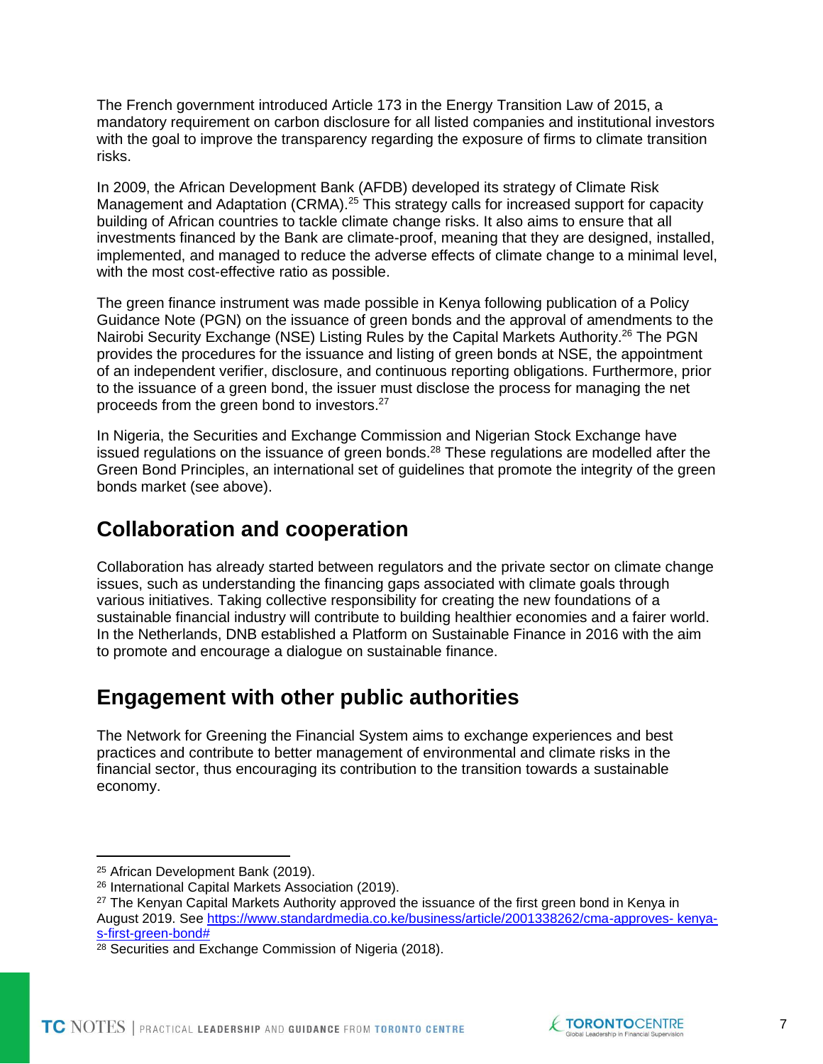The French government introduced Article 173 in the Energy Transition Law of 2015, a mandatory requirement on carbon disclosure for all listed companies and institutional investors with the goal to improve the transparency regarding the exposure of firms to climate transition risks.

In 2009, the African Development Bank (AFDB) developed its strategy of Climate Risk Management and Adaptation (CRMA).[25] This strategy calls for increased support for capacity building of African countries to tackle climate change risks. It also aims to ensure that all investments financed by the Bank are climate-proof, meaning that they are designed, installed, implemented, and managed to reduce the adverse effects of climate change to a minimal level, with the most cost-effective ratio as possible.

The green finance instrument was made possible in Kenya following publication of a Policy Guidance Note (PGN) on the issuance of green bonds and the approval of amendments to the Nairobi Security Exchange (NSE) Listing Rules by the Capital Markets Authority.[26] The PGN provides the procedures for the issuance and listing of green bonds at NSE, the appointment of an independent verifier, disclosure, and continuous reporting obligations. Furthermore, prior to the issuance of a green bond, the issuer must disclose the process for managing the net proceeds from the green bond to investors.[27]

In Nigeria, the Securities and Exchange Commission and Nigerian Stock Exchange have issued regulations on the issuance of green bonds.[28] These regulations are modelled after the Green Bond Principles, an international set of guidelines that promote the integrity of the green bonds market (see above).

## Collaboration and cooperation

Collaboration has already started between regulators and the private sector on climate change issues, such as understanding the financing gaps associated with climate goals through various initiatives. Taking collective responsibility for creating the new foundations of a sustainable financial industry will contribute to building healthier economies and a fairer world. In the Netherlands, DNB established a Platform on Sustainable Finance in 2016 with the aim to promote and encourage a dialogue on sustainable finance.

## Engagement with other public authorities

The Network for Greening the Financial System aims to exchange experiences and best practices and contribute to better management of environmental and climate risks in the financial sector, thus encouraging its contribution to the transition towards a sustainable economy.

---

[25] African Development Bank (2019).

[26] International Capital Markets Association (2019).

[27] The Kenyan Capital Markets Authority approved the issuance of the first green bond in Kenya in August 2019. See https://www.standardmedia.co.ke/business/article/2001338262/cma-approves- kenya-s-first-green-bond#

[28] Securities and Exchange Commission of Nigeria (2018).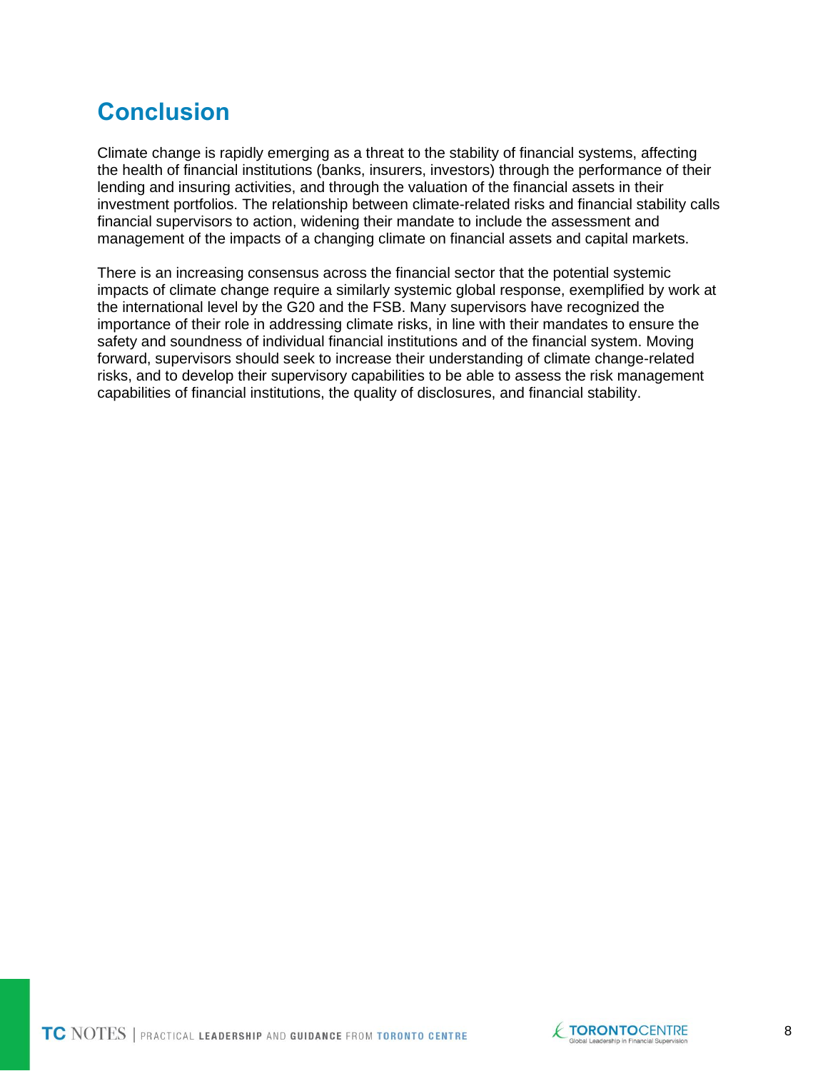## Conclusion

Climate change is rapidly emerging as a threat to the stability of financial systems, affecting the health of financial institutions (banks, insurers, investors) through the performance of their lending and insuring activities, and through the valuation of the financial assets in their investment portfolios. The relationship between climate-related risks and financial stability calls financial supervisors to action, widening their mandate to include the assessment and management of the impacts of a changing climate on financial assets and capital markets.

There is an increasing consensus across the financial sector that the potential systemic impacts of climate change require a similarly systemic global response, exemplified by work at the international level by the G20 and the FSB. Many supervisors have recognized the importance of their role in addressing climate risks, in line with their mandates to ensure the safety and soundness of individual financial institutions and of the financial system. Moving forward, supervisors should seek to increase their understanding of climate change-related risks, and to develop their supervisory capabilities to be able to assess the risk management capabilities of financial institutions, the quality of disclosures, and financial stability.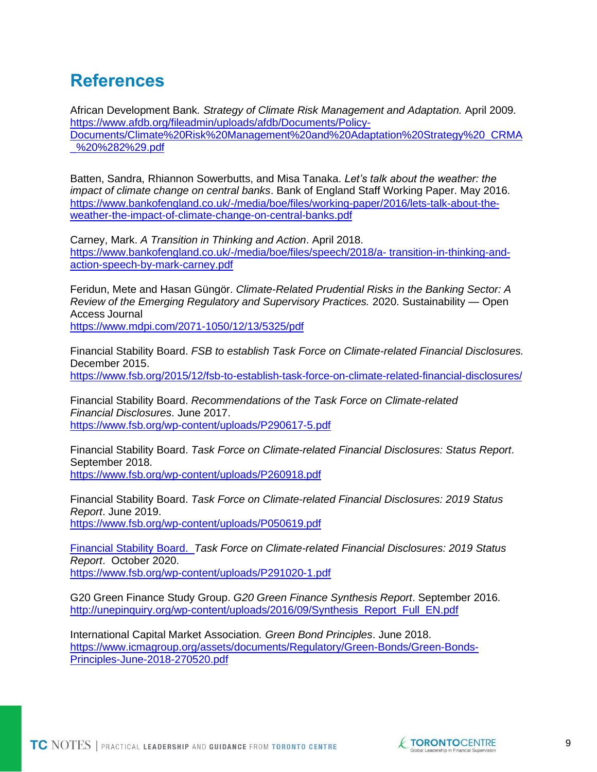# References

African Development Bank. *Strategy of Climate Risk Management and Adaptation.* April 2009. https://www.afdb.org/fileadmin/uploads/afdb/Documents/Policy-Documents/Climate%20Risk%20Management%20and%20Adaptation%20Strategy%20_CRMA_%20%282%29.pdf

Batten, Sandra, Rhiannon Sowerbutts, and Misa Tanaka. *Let's talk about the weather: the impact of climate change on central banks*. Bank of England Staff Working Paper. May 2016. https://www.bankofengland.co.uk/-/media/boe/files/working-paper/2016/lets-talk-about-the-weather-the-impact-of-climate-change-on-central-banks.pdf

Carney, Mark. *A Transition in Thinking and Action*. April 2018. https://www.bankofengland.co.uk/-/media/boe/files/speech/2018/a- transition-in-thinking-and-action-speech-by-mark-carney.pdf

Feridun, Mete and Hasan Güngör. *Climate-Related Prudential Risks in the Banking Sector: A Review of the Emerging Regulatory and Supervisory Practices.* 2020. Sustainability — Open Access Journal
https://www.mdpi.com/2071-1050/12/13/5325/pdf

Financial Stability Board. *FSB to establish Task Force on Climate-related Financial Disclosures.* December 2015.
https://www.fsb.org/2015/12/fsb-to-establish-task-force-on-climate-related-financial-disclosures/

Financial Stability Board. *Recommendations of the Task Force on Climate-related Financial Disclosures*. June 2017.
https://www.fsb.org/wp-content/uploads/P290617-5.pdf

Financial Stability Board. *Task Force on Climate-related Financial Disclosures: Status Report*. September 2018.
https://www.fsb.org/wp-content/uploads/P260918.pdf

Financial Stability Board. *Task Force on Climate-related Financial Disclosures: 2019 Status Report*. June 2019.
https://www.fsb.org/wp-content/uploads/P050619.pdf

Financial Stability Board. *Task Force on Climate-related Financial Disclosures: 2019 Status Report*. October 2020.
https://www.fsb.org/wp-content/uploads/P291020-1.pdf

G20 Green Finance Study Group. *G20 Green Finance Synthesis Report*. September 2016. http://unepinquiry.org/wp-content/uploads/2016/09/Synthesis_Report_Full_EN.pdf

International Capital Market Association. *Green Bond Principles*. June 2018. https://www.icmagroup.org/assets/documents/Regulatory/Green-Bonds/Green-Bonds-Principles-June-2018-270520.pdf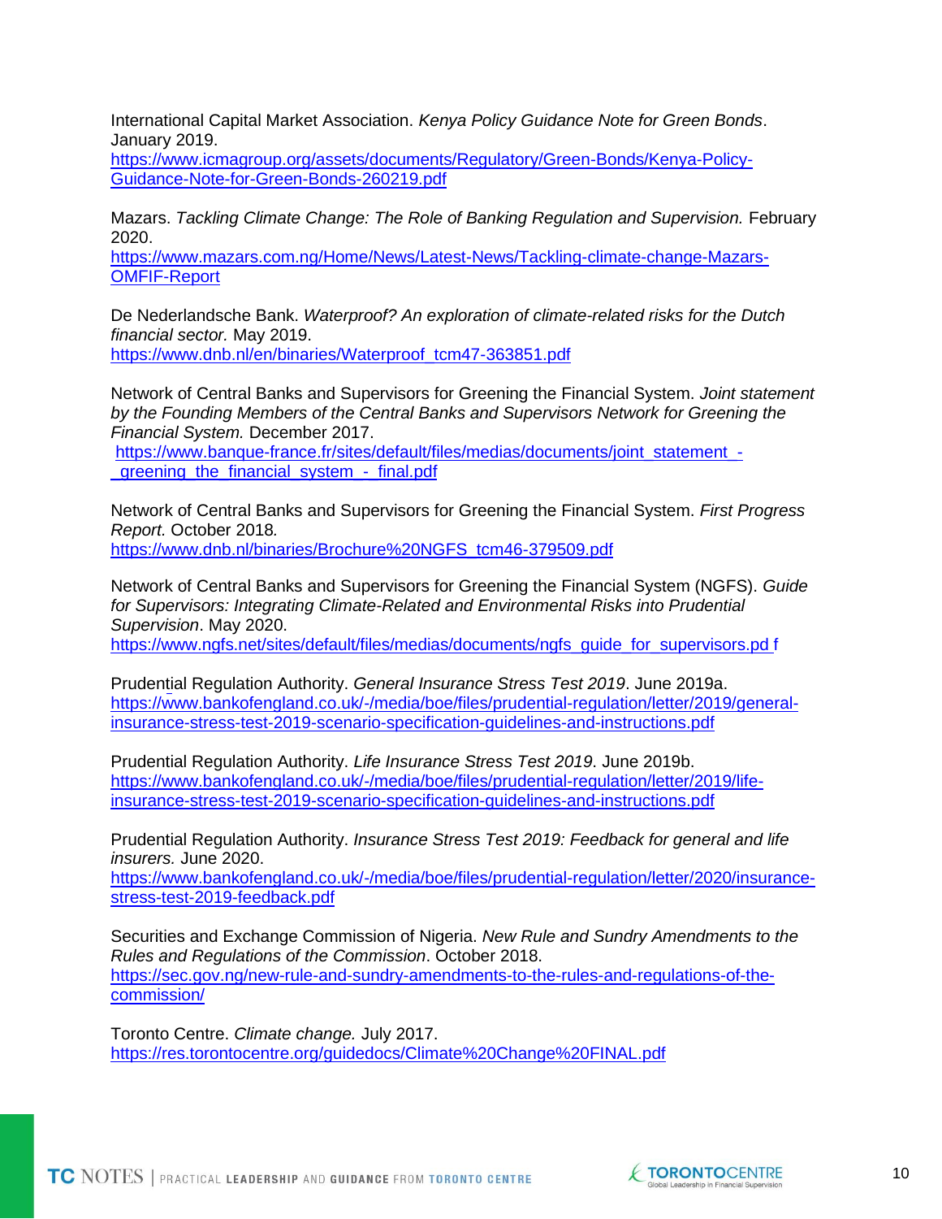International Capital Market Association. *Kenya Policy Guidance Note for Green Bonds*. January 2019.
https://www.icmagroup.org/assets/documents/Regulatory/Green-Bonds/Kenya-Policy-Guidance-Note-for-Green-Bonds-260219.pdf

Mazars. *Tackling Climate Change: The Role of Banking Regulation and Supervision.* February 2020.
https://www.mazars.com.ng/Home/News/Latest-News/Tackling-climate-change-Mazars-OMFIF-Report

De Nederlandsche Bank. *Waterproof? An exploration of climate-related risks for the Dutch financial sector.* May 2019.
https://www.dnb.nl/en/binaries/Waterproof_tcm47-363851.pdf

Network of Central Banks and Supervisors for Greening the Financial System. *Joint statement by the Founding Members of the Central Banks and Supervisors Network for Greening the Financial System.* December 2017.
https://www.banque-france.fr/sites/default/files/medias/documents/joint_statement_-_greening_the_financial_system_-_final.pdf

Network of Central Banks and Supervisors for Greening the Financial System. *First Progress Report.* October 2018.
https://www.dnb.nl/binaries/Brochure%20NGFS_tcm46-379509.pdf

Network of Central Banks and Supervisors for Greening the Financial System (NGFS). *Guide for Supervisors: Integrating Climate-Related and Environmental Risks into Prudential Supervision*. May 2020.
https://www.ngfs.net/sites/default/files/medias/documents/ngfs_guide_for_supervisors.pdf

Prudential Regulation Authority. *General Insurance Stress Test 2019*. June 2019a.
https://www.bankofengland.co.uk/-/media/boe/files/prudential-regulation/letter/2019/general-insurance-stress-test-2019-scenario-specification-guidelines-and-instructions.pdf

Prudential Regulation Authority. *Life Insurance Stress Test 2019*. June 2019b.
https://www.bankofengland.co.uk/-/media/boe/files/prudential-regulation/letter/2019/life-insurance-stress-test-2019-scenario-specification-guidelines-and-instructions.pdf

Prudential Regulation Authority. *Insurance Stress Test 2019: Feedback for general and life insurers.* June 2020.
https://www.bankofengland.co.uk/-/media/boe/files/prudential-regulation/letter/2020/insurance-stress-test-2019-feedback.pdf

Securities and Exchange Commission of Nigeria. *New Rule and Sundry Amendments to the Rules and Regulations of the Commission*. October 2018.
https://sec.gov.ng/new-rule-and-sundry-amendments-to-the-rules-and-regulations-of-the-commission/

Toronto Centre. *Climate change.* July 2017.
https://res.torontocentre.org/guidedocs/Climate%20Change%20FINAL.pdf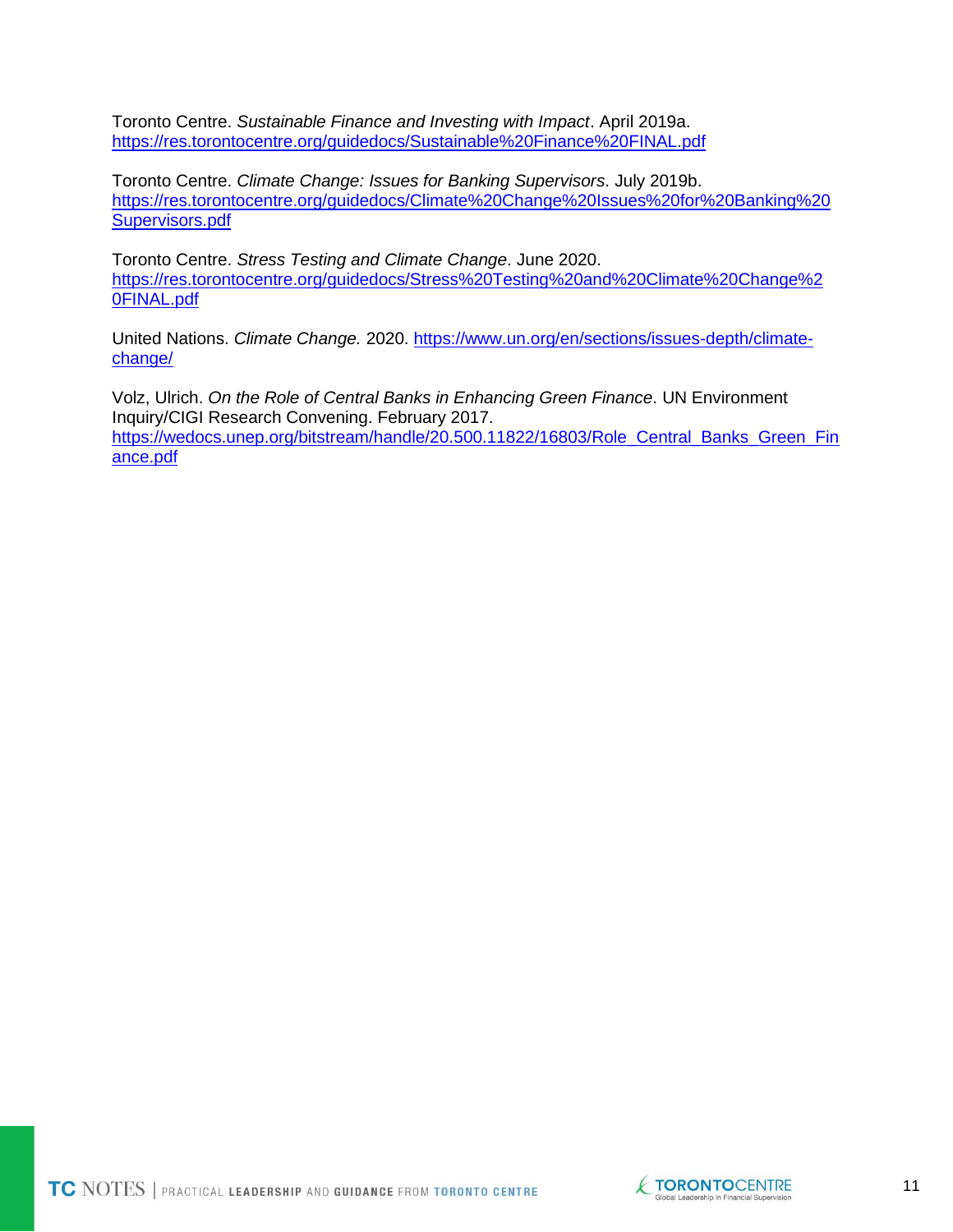Toronto Centre. *Sustainable Finance and Investing with Impact*. April 2019a. https://res.torontocentre.org/guidedocs/Sustainable%20Finance%20FINAL.pdf

Toronto Centre. *Climate Change: Issues for Banking Supervisors*. July 2019b. https://res.torontocentre.org/guidedocs/Climate%20Change%20Issues%20for%20Banking%20Supervisors.pdf

Toronto Centre. *Stress Testing and Climate Change*. June 2020. https://res.torontocentre.org/guidedocs/Stress%20Testing%20and%20Climate%20Change%20FINAL.pdf

United Nations. *Climate Change.* 2020. https://www.un.org/en/sections/issues-depth/climate-change/

Volz, Ulrich. *On the Role of Central Banks in Enhancing Green Finance*. UN Environment Inquiry/CIGI Research Convening. February 2017. https://wedocs.unep.org/bitstream/handle/20.500.11822/16803/Role_Central_Banks_Green_Finance.pdf